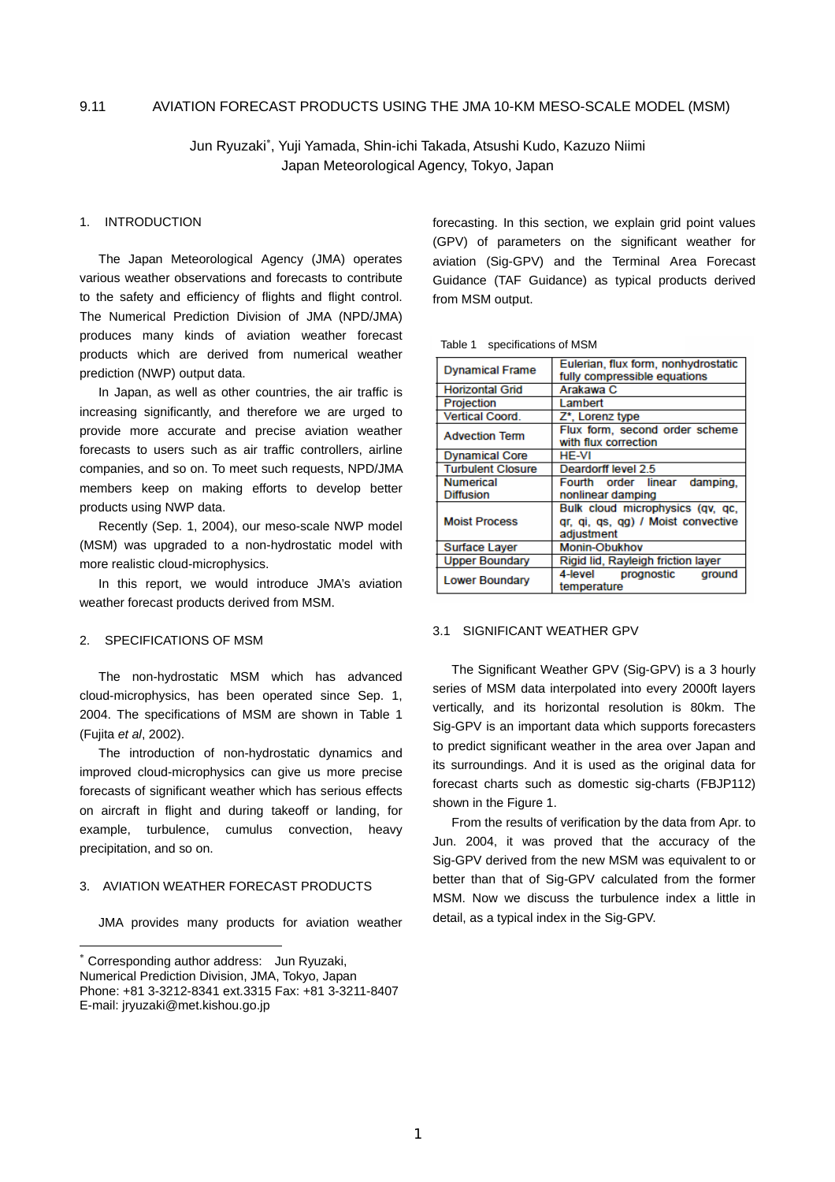# 9.11 AVIATION FORECAST PRODUCTS USING THE JMA 10-KM MESO-SCALE MODEL (MSM)

Jun Ryuzaki*, Yuji Yamada, Shin-ichi Takada, Atsushi Kudo, Kazuzo Niimi
Japan Meteorological Agency, Tokyo, Japan

## 1. INTRODUCTION

The Japan Meteorological Agency (JMA) operates various weather observations and forecasts to contribute to the safety and efficiency of flights and flight control. The Numerical Prediction Division of JMA (NPD/JMA) produces many kinds of aviation weather forecast products which are derived from numerical weather prediction (NWP) output data.

In Japan, as well as other countries, the air traffic is increasing significantly, and therefore we are urged to provide more accurate and precise aviation weather forecasts to users such as air traffic controllers, airline companies, and so on. To meet such requests, NPD/JMA members keep on making efforts to develop better products using NWP data.

Recently (Sep. 1, 2004), our meso-scale NWP model (MSM) was upgraded to a non-hydrostatic model with more realistic cloud-microphysics.

In this report, we would introduce JMA's aviation weather forecast products derived from MSM.

## 2. SPECIFICATIONS OF MSM

The non-hydrostatic MSM which has advanced cloud-microphysics, has been operated since Sep. 1, 2004. The specifications of MSM are shown in Table 1 (Fujita *et al*, 2002).

The introduction of non-hydrostatic dynamics and improved cloud-microphysics can give us more precise forecasts of significant weather which has serious effects on aircraft in flight and during takeoff or landing, for example, turbulence, cumulus convection, heavy precipitation, and so on.

## 3. AVIATION WEATHER FORECAST PRODUCTS

JMA provides many products for aviation weather forecasting. In this section, we explain grid point values (GPV) of parameters on the significant weather for aviation (Sig-GPV) and the Terminal Area Forecast Guidance (TAF Guidance) as typical products derived from MSM output.

Table 1 specifications of MSM

| | |
|---|---|
| Dynamical Frame | Eulerian, flux form, nonhydrostatic fully compressible equations |
| Horizontal Grid | Arakawa C |
| Projection | Lambert |
| Vertical Coord. | Z*, Lorenz type |
| Advection Term | Flux form, second order scheme with flux correction |
| Dynamical Core | HE-VI |
| Turbulent Closure | Deardorff level 2.5 |
| Numerical Diffusion | Fourth order linear damping, nonlinear damping |
| Moist Process | Bulk cloud microphysics (qv, qc, qr, qi, qs, qg) / Moist convective adjustment |
| Surface Layer | Monin-Obukhov |
| Upper Boundary | Rigid lid, Rayleigh friction layer |
| Lower Boundary | 4-level prognostic ground temperature |

### 3.1 SIGNIFICANT WEATHER GPV

The Significant Weather GPV (Sig-GPV) is a 3 hourly series of MSM data interpolated into every 2000ft layers vertically, and its horizontal resolution is 80km. The Sig-GPV is an important data which supports forecasters to predict significant weather in the area over Japan and its surroundings. And it is used as the original data for forecast charts such as domestic sig-charts (FBJP112) shown in the Figure 1.

From the results of verification by the data from Apr. to Jun. 2004, it was proved that the accuracy of the Sig-GPV derived from the new MSM was equivalent to or better than that of Sig-GPV calculated from the former MSM. Now we discuss the turbulence index a little in detail, as a typical index in the Sig-GPV.

---

* Corresponding author address: Jun Ryuzaki,
Numerical Prediction Division, JMA, Tokyo, Japan
Phone: +81 3-3212-8341 ext.3315 Fax: +81 3-3211-8407
E-mail: jryuzaki@met.kishou.go.jp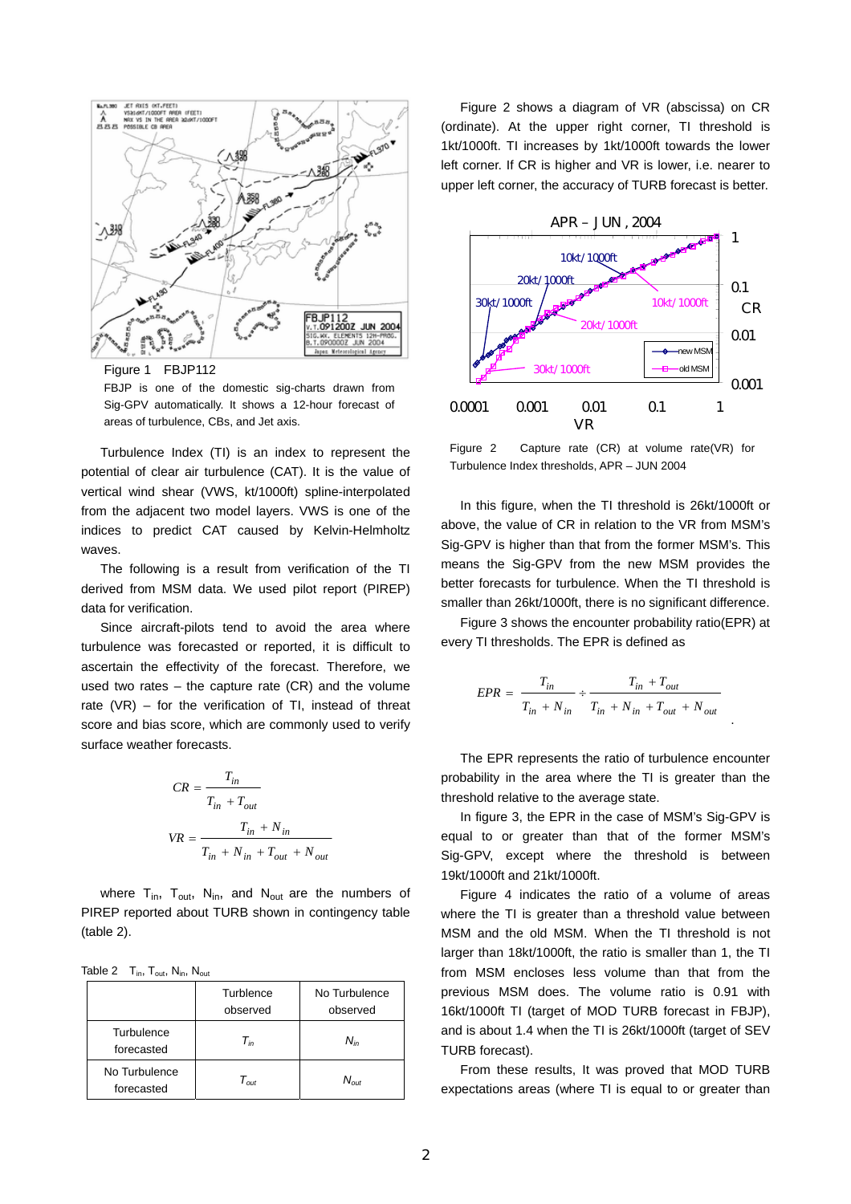Figure 1 FBJP112

FBJP is one of the domestic sig-charts drawn from Sig-GPV automatically. It shows a 12-hour forecast of areas of turbulence, CBs, and Jet axis.

Turbulence Index (TI) is an index to represent the potential of clear air turbulence (CAT). It is the value of vertical wind shear (VWS, kt/1000ft) spline-interpolated from the adjacent two model layers. VWS is one of the indices to predict CAT caused by Kelvin-Helmholtz waves.

The following is a result from verification of the TI derived from MSM data. We used pilot report (PIREP) data for verification.

Since aircraft-pilots tend to avoid the area where turbulence was forecasted or reported, it is difficult to ascertain the effectivity of the forecast. Therefore, we used two rates – the capture rate (CR) and the volume rate (VR) – for the verification of TI, instead of threat score and bias score, which are commonly used to verify surface weather forecasts.

$$CR = \frac{T_{in}}{T_{in} + T_{out}}$$

$$VR = \frac{T_{in} + N_{in}}{T_{in} + N_{in} + T_{out} + N_{out}}$$

where $T_{in}$, $T_{out}$, $N_{in}$, and $N_{out}$ are the numbers of PIREP reported about TURB shown in contingency table (table 2).

Table 2 $T_{in}$, $T_{out}$, $N_{in}$, $N_{out}$

| | Turblence observed | No Turbulence observed |
|---|---|---|
| Turbulence forecasted | $T_{in}$ | $N_{in}$ |
| No Turbulence forecasted | $T_{out}$ | $N_{out}$ |

Figure 2 shows a diagram of VR (abscissa) on CR (ordinate). At the upper right corner, TI threshold is 1kt/1000ft. TI increases by 1kt/1000ft towards the lower left corner. If CR is higher and VR is lower, i.e. nearer to upper left corner, the accuracy of TURB forecast is better.

Figure 2 Capture rate (CR) at volume rate(VR) for Turbulence Index thresholds, APR – JUN 2004

In this figure, when the TI threshold is 26kt/1000ft or above, the value of CR in relation to the VR from MSM's Sig-GPV is higher than that from the former MSM's. This means the Sig-GPV from the new MSM provides the better forecasts for turbulence. When the TI threshold is smaller than 26kt/1000ft, there is no significant difference.

Figure 3 shows the encounter probability ratio(EPR) at every TI thresholds. The EPR is defined as

$$EPR = \frac{T_{in}}{T_{in} + N_{in}} \div \frac{T_{in} + T_{out}}{T_{in} + N_{in} + T_{out} + N_{out}}.$$

The EPR represents the ratio of turbulence encounter probability in the area where the TI is greater than the threshold relative to the average state.

In figure 3, the EPR in the case of MSM's Sig-GPV is equal to or greater than that of the former MSM's Sig-GPV, except where the threshold is between 19kt/1000ft and 21kt/1000ft.

Figure 4 indicates the ratio of a volume of areas where the TI is greater than a threshold value between MSM and the old MSM. When the TI threshold is not larger than 18kt/1000ft, the ratio is smaller than 1, the TI from MSM encloses less volume than that from the previous MSM does. The volume ratio is 0.91 with 16kt/1000ft TI (target of MOD TURB forecast in FBJP), and is about 1.4 when the TI is 26kt/1000ft (target of SEV TURB forecast).

From these results, It was proved that MOD TURB expectations areas (where TI is equal to or greater than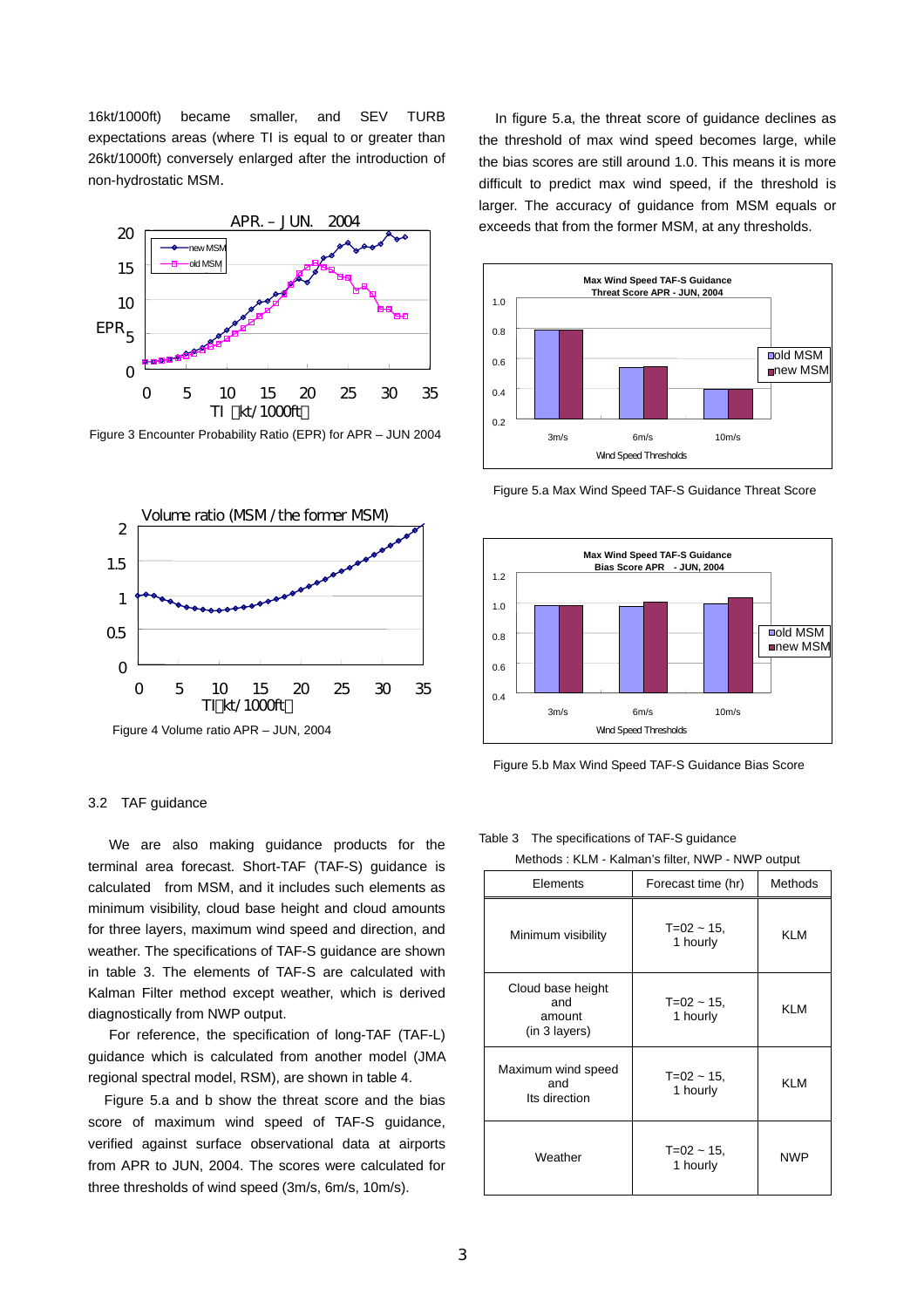16kt/1000ft) became smaller, and SEV TURB expectations areas (where TI is equal to or greater than 26kt/1000ft) conversely enlarged after the introduction of non-hydrostatic MSM.

Figure 3 Encounter Probability Ratio (EPR) for APR – JUN 2004

Figure 4 Volume ratio APR – JUN, 2004

### 3.2 TAF guidance

We are also making guidance products for the terminal area forecast. Short-TAF (TAF-S) guidance is calculated from MSM, and it includes such elements as minimum visibility, cloud base height and cloud amounts for three layers, maximum wind speed and direction, and weather. The specifications of TAF-S guidance are shown in table 3. The elements of TAF-S are calculated with Kalman Filter method except weather, which is derived diagnostically from NWP output.

For reference, the specification of long-TAF (TAF-L) guidance which is calculated from another model (JMA regional spectral model, RSM), are shown in table 4.

Figure 5.a and b show the threat score and the bias score of maximum wind speed of TAF-S guidance, verified against surface observational data at airports from APR to JUN, 2004. The scores were calculated for three thresholds of wind speed (3m/s, 6m/s, 10m/s).

In figure 5.a, the threat score of guidance declines as the threshold of max wind speed becomes large, while the bias scores are still around 1.0. This means it is more difficult to predict max wind speed, if the threshold is larger. The accuracy of guidance from MSM equals or exceeds that from the former MSM, at any thresholds.

Figure 5.a Max Wind Speed TAF-S Guidance Threat Score

Figure 5.b Max Wind Speed TAF-S Guidance Bias Score

Table 3 The specifications of TAF-S guidance

Methods : KLM - Kalman's filter, NWP - NWP output

| Elements | Forecast time (hr) | Methods |
|---|---|---|
| Minimum visibility | T=02 ~ 15, 1 hourly | KLM |
| Cloud base height and amount (in 3 layers) | T=02 ~ 15, 1 hourly | KLM |
| Maximum wind speed and Its direction | T=02 ~ 15, 1 hourly | KLM |
| Weather | T=02 ~ 15, 1 hourly | NWP |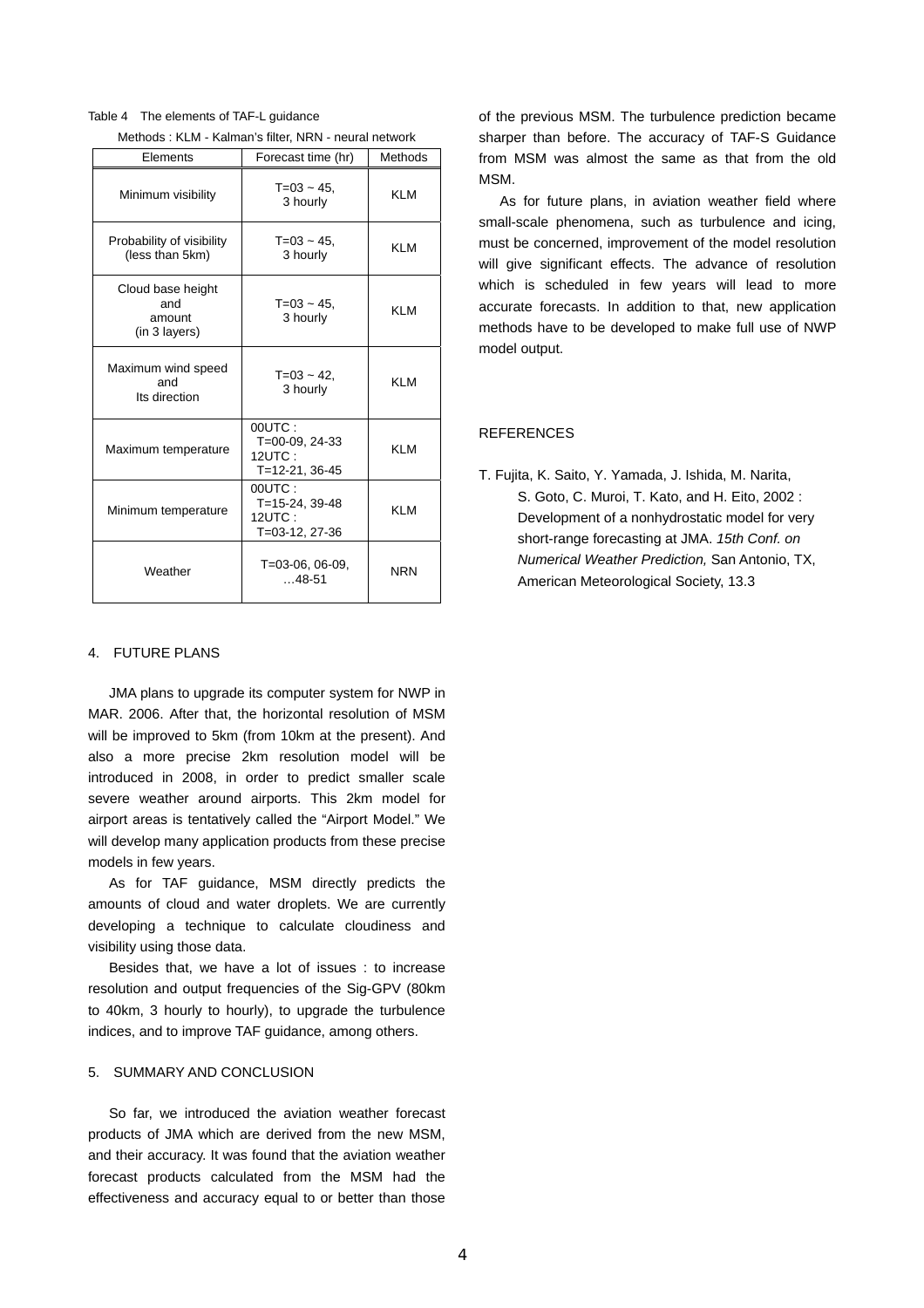Table 4 The elements of TAF-L guidance

Methods : KLM - Kalman's filter, NRN - neural network

| Elements | Forecast time (hr) | Methods |
|---|---|---|
| Minimum visibility | T=03 ~ 45, 3 hourly | KLM |
| Probability of visibility (less than 5km) | T=03 ~ 45, 3 hourly | KLM |
| Cloud base height and amount (in 3 layers) | T=03 ~ 45, 3 hourly | KLM |
| Maximum wind speed and Its direction | T=03 ~ 42, 3 hourly | KLM |
| Maximum temperature | 00UTC : T=00-09, 24-33 12UTC : T=12-21, 36-45 | KLM |
| Minimum temperature | 00UTC : T=15-24, 39-48 12UTC : T=03-12, 27-36 | KLM |
| Weather | T=03-06, 06-09, …48-51 | NRN |

## 4. FUTURE PLANS

JMA plans to upgrade its computer system for NWP in MAR. 2006. After that, the horizontal resolution of MSM will be improved to 5km (from 10km at the present). And also a more precise 2km resolution model will be introduced in 2008, in order to predict smaller scale severe weather around airports. This 2km model for airport areas is tentatively called the "Airport Model." We will develop many application products from these precise models in few years.

As for TAF guidance, MSM directly predicts the amounts of cloud and water droplets. We are currently developing a technique to calculate cloudiness and visibility using those data.

Besides that, we have a lot of issues : to increase resolution and output frequencies of the Sig-GPV (80km to 40km, 3 hourly to hourly), to upgrade the turbulence indices, and to improve TAF guidance, among others.

## 5. SUMMARY AND CONCLUSION

So far, we introduced the aviation weather forecast products of JMA which are derived from the new MSM, and their accuracy. It was found that the aviation weather forecast products calculated from the MSM had the effectiveness and accuracy equal to or better than those of the previous MSM. The turbulence prediction became sharper than before. The accuracy of TAF-S Guidance from MSM was almost the same as that from the old MSM.

As for future plans, in aviation weather field where small-scale phenomena, such as turbulence and icing, must be concerned, improvement of the model resolution will give significant effects. The advance of resolution which is scheduled in few years will lead to more accurate forecasts. In addition to that, new application methods have to be developed to make full use of NWP model output.

## REFERENCES

T. Fujita, K. Saito, Y. Yamada, J. Ishida, M. Narita, S. Goto, C. Muroi, T. Kato, and H. Eito, 2002 : Development of a nonhydrostatic model for very short-range forecasting at JMA. *15th Conf. on Numerical Weather Prediction,* San Antonio, TX, American Meteorological Society, 13.3